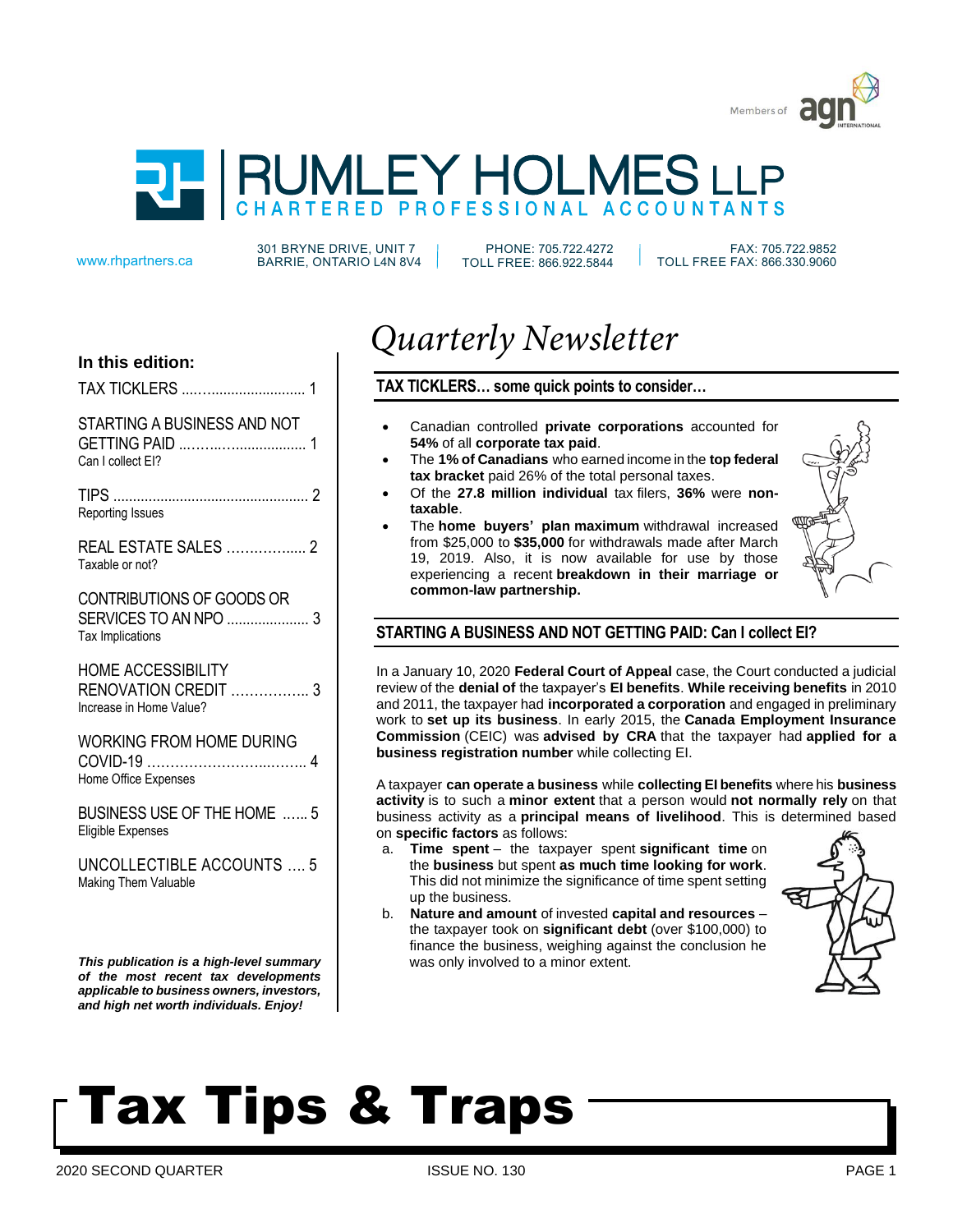# RUMLEY HOLMES LLP

CHARTERED PROFESSIONAL ACCOUNTANTS

Members of agn INTERNATIONAL

www.rhpartners.ca | 301 BRYNE DRIVE, UNIT 7 BARRIE, ONTARIO L4N 8V4 | PHONE: 705.722.4272 TOLL FREE: 866.922.5844 | FAX: 705.722.9852 TOLL FREE FAX: 866.330.9060

# Quarterly Newsletter

**In this edition:**

- TAX TICKLERS ........................... 1
- STARTING A BUSINESS AND NOT GETTING PAID ........................... 1
  Can I collect EI?
- TIPS ........................... 2
  Reporting Issues
- REAL ESTATE SALES ........................... 2
  Taxable or not?
- CONTRIBUTIONS OF GOODS OR SERVICES TO AN NPO ........................... 3
  Tax Implications
- HOME ACCESSIBILITY RENOVATION CREDIT ........................... 3
  Increase in Home Value?
- WORKING FROM HOME DURING COVID-19 ........................... 4
  Home Office Expenses
- BUSINESS USE OF THE HOME ...... 5
  Eligible Expenses
- UNCOLLECTIBLE ACCOUNTS .... 5
  Making Them Valuable

***This publication is a high-level summary of the most recent tax developments applicable to business owners, investors, and high net worth individuals. Enjoy!***

## TAX TICKLERS… some quick points to consider…

- Canadian controlled **private corporations** accounted for **54%** of all **corporate tax paid**.
- The **1% of Canadians** who earned income in the **top federal tax bracket** paid 26% of the total personal taxes.
- Of the **27.8 million individual** tax filers, **36%** were **non-taxable**.
- The **home buyers' plan maximum** withdrawal increased from $25,000 to **$35,000** for withdrawals made after March 19, 2019. Also, it is now available for use by those experiencing a recent **breakdown in their marriage or common-law partnership.**

## STARTING A BUSINESS AND NOT GETTING PAID: Can I collect EI?

In a January 10, 2020 **Federal Court of Appeal** case, the Court conducted a judicial review of the **denial of** the taxpayer's **EI benefits**. **While receiving benefits** in 2010 and 2011, the taxpayer had **incorporated a corporation** and engaged in preliminary work to **set up its business**. In early 2015, the **Canada Employment Insurance Commission** (CEIC) was **advised by CRA** that the taxpayer had **applied for a business registration number** while collecting EI.

A taxpayer **can operate a business** while **collecting EI benefits** where his **business activity** is to such a **minor extent** that a person would **not normally rely** on that business activity as a **principal means of livelihood**. This is determined based on **specific factors** as follows:

a. **Time spent** – the taxpayer spent **significant time** on the **business** but spent **as much time looking for work**. This did not minimize the significance of time spent setting up the business.
b. **Nature and amount** of invested **capital and resources** – the taxpayer took on **significant debt** (over $100,000) to finance the business, weighing against the conclusion he was only involved to a minor extent.

# Tax Tips & Traps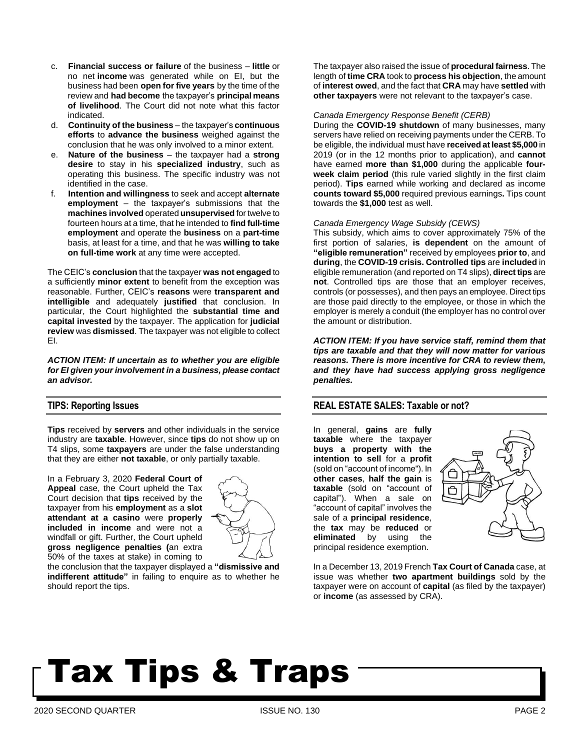c. **Financial success or failure** of the business – **little** or no net **income** was generated while on EI, but the business had been **open for five years** by the time of the review and **had become** the taxpayer's **principal means of livelihood**. The Court did not note what this factor indicated.

d. **Continuity of the business** – the taxpayer's **continuous efforts** to **advance the business** weighed against the conclusion that he was only involved to a minor extent.

e. **Nature of the business** – the taxpayer had a **strong desire** to stay in his **specialized industry**, such as operating this business. The specific industry was not identified in the case.

f. **Intention and willingness** to seek and accept **alternate employment** – the taxpayer's submissions that the **machines involved** operated **unsupervised** for twelve to fourteen hours at a time, that he intended to **find full-time employment** and operate the **business** on a **part-time** basis, at least for a time, and that he was **willing to take on full-time work** at any time were accepted.

The CEIC's **conclusion** that the taxpayer **was not engaged** to a sufficiently **minor extent** to benefit from the exception was reasonable. Further, CEIC's **reasons** were **transparent and intelligible** and adequately **justified** that conclusion. In particular, the Court highlighted the **substantial time and capital invested** by the taxpayer. The application for **judicial review** was **dismissed**. The taxpayer was not eligible to collect EI.

***ACTION ITEM: If uncertain as to whether you are eligible for EI given your involvement in a business, please contact an advisor.***

## TIPS: Reporting Issues

**Tips** received by **servers** and other individuals in the service industry are **taxable**. However, since **tips** do not show up on T4 slips, some **taxpayers** are under the false understanding that they are either **not taxable**, or only partially taxable.

In a February 3, 2020 **Federal Court of Appeal** case, the Court upheld the Tax Court decision that **tips** received by the taxpayer from his **employment** as a **slot attendant at a casino** were **properly included in income** and were not a windfall or gift. Further, the Court upheld **gross negligence penalties (**an extra 50% of the taxes at stake) in coming to the conclusion that the taxpayer displayed a **"dismissive and indifferent attitude"** in failing to enquire as to whether he should report the tips.

The taxpayer also raised the issue of **procedural fairness**. The length of **time CRA** took to **process his objection**, the amount of **interest owed**, and the fact that **CRA** may have **settled** with **other taxpayers** were not relevant to the taxpayer's case.

*Canada Emergency Response Benefit (CERB)*

During the **COVID-19 shutdown** of many businesses, many servers have relied on receiving payments under the CERB. To be eligible, the individual must have **received at least $5,000** in 2019 (or in the 12 months prior to application), and **cannot** have earned **more than $1,000** during the applicable **four-week claim period** (this rule varied slightly in the first claim period). **Tips** earned while working and declared as income **counts toward $5,000** required previous earnings**.** Tips count towards the **$1,000** test as well.

*Canada Emergency Wage Subsidy (CEWS)*

This subsidy, which aims to cover approximately 75% of the first portion of salaries, **is dependent** on the amount of **"eligible remuneration"** received by employees **prior to**, and **during**, the **COVID-19 crisis. Controlled tips** are **included** in eligible remuneration (and reported on T4 slips), **direct tips** are **not**. Controlled tips are those that an employer receives, controls (or possesses), and then pays an employee. Direct tips are those paid directly to the employee, or those in which the employer is merely a conduit (the employer has no control over the amount or distribution.

***ACTION ITEM: If you have service staff, remind them that tips are taxable and that they will now matter for various reasons. There is more incentive for CRA to review them, and they have had success applying gross negligence penalties.***

## REAL ESTATE SALES: Taxable or not?

In general, **gains** are **fully taxable** where the taxpayer **buys a property with the intention to sell** for a **profit** (sold on "account of income"). In **other cases**, **half the gain** is **taxable** (sold on "account of capital"). When a sale on "account of capital" involves the sale of a **principal residence**, the **tax** may be **reduced** or **eliminated** by using the principal residence exemption.

In a December 13, 2019 French **Tax Court of Canada** case, at issue was whether **two apartment buildings** sold by the taxpayer were on account of **capital** (as filed by the taxpayer) or **income** (as assessed by CRA).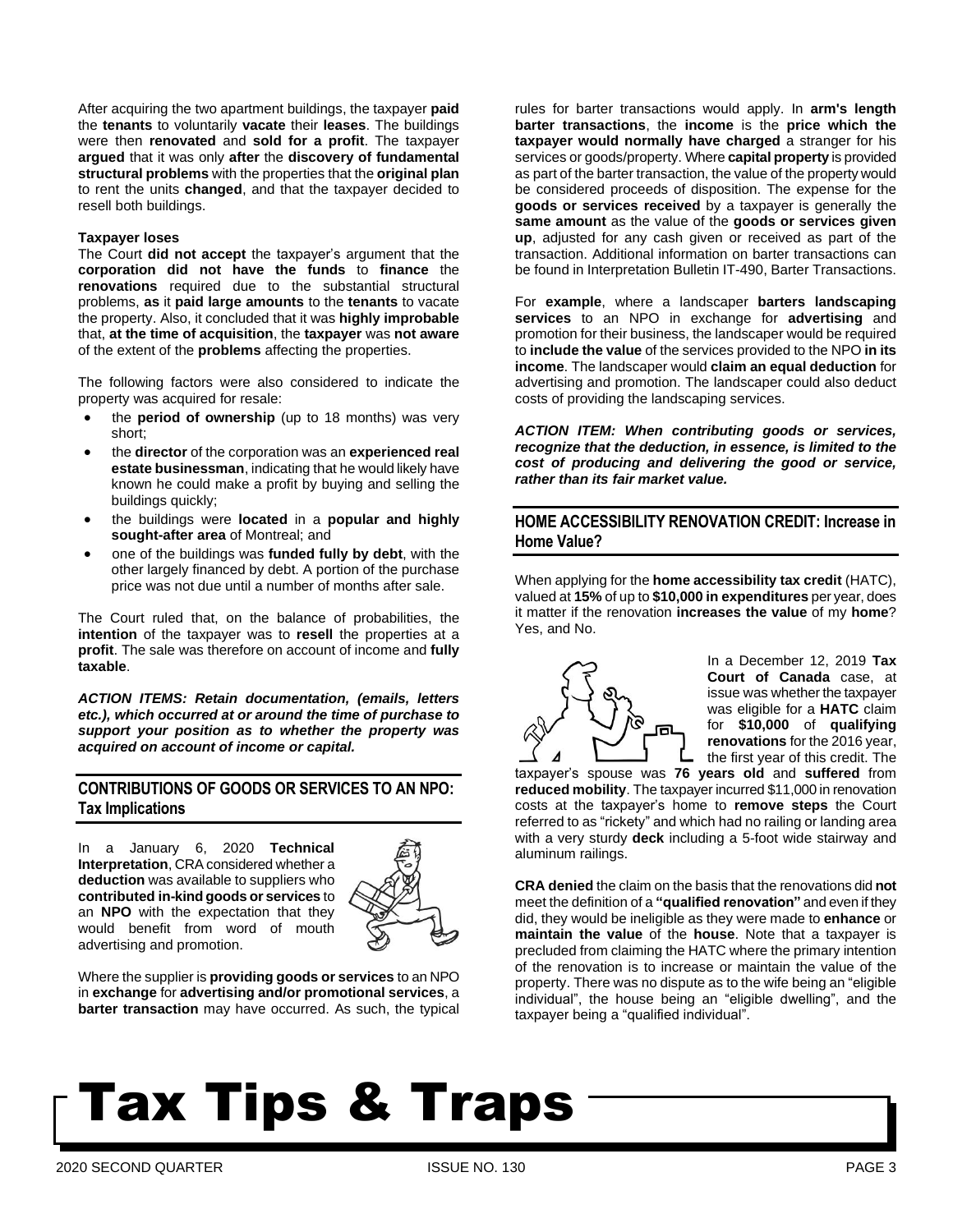After acquiring the two apartment buildings, the taxpayer **paid** the **tenants** to voluntarily **vacate** their **leases**. The buildings were then **renovated** and **sold for a profit**. The taxpayer **argued** that it was only **after** the **discovery of fundamental structural problems** with the properties that the **original plan** to rent the units **changed**, and that the taxpayer decided to resell both buildings.

**Taxpayer loses**

The Court **did not accept** the taxpayer's argument that the **corporation did not have the funds** to **finance** the **renovations** required due to the substantial structural problems, **as** it **paid large amounts** to the **tenants** to vacate the property. Also, it concluded that it was **highly improbable** that, **at the time of acquisition**, the **taxpayer** was **not aware** of the extent of the **problems** affecting the properties.

The following factors were also considered to indicate the property was acquired for resale:

- the **period of ownership** (up to 18 months) was very short;
- the **director** of the corporation was an **experienced real estate businessman**, indicating that he would likely have known he could make a profit by buying and selling the buildings quickly;
- the buildings were **located** in a **popular and highly sought-after area** of Montreal; and
- one of the buildings was **funded fully by debt**, with the other largely financed by debt. A portion of the purchase price was not due until a number of months after sale.

The Court ruled that, on the balance of probabilities, the **intention** of the taxpayer was to **resell** the properties at a **profit**. The sale was therefore on account of income and **fully taxable**.

***ACTION ITEMS: Retain documentation, (emails, letters etc.), which occurred at or around the time of purchase to support your position as to whether the property was acquired on account of income or capital.***

## CONTRIBUTIONS OF GOODS OR SERVICES TO AN NPO: Tax Implications

In a January 6, 2020 **Technical Interpretation**, CRA considered whether a **deduction** was available to suppliers who **contributed in-kind goods or services** to an **NPO** with the expectation that they would benefit from word of mouth advertising and promotion.

Where the supplier is **providing goods or services** to an NPO in **exchange** for **advertising and/or promotional services**, a **barter transaction** may have occurred. As such, the typical rules for barter transactions would apply. In **arm's length barter transactions**, the **income** is the **price which the taxpayer would normally have charged** a stranger for his services or goods/property. Where **capital property** is provided as part of the barter transaction, the value of the property would be considered proceeds of disposition. The expense for the **goods or services received** by a taxpayer is generally the **same amount** as the value of the **goods or services given up**, adjusted for any cash given or received as part of the transaction. Additional information on barter transactions can be found in Interpretation Bulletin IT-490, Barter Transactions.

For **example**, where a landscaper **barters landscaping services** to an NPO in exchange for **advertising** and promotion for their business, the landscaper would be required to **include the value** of the services provided to the NPO **in its income**. The landscaper would **claim an equal deduction** for advertising and promotion. The landscaper could also deduct costs of providing the landscaping services.

***ACTION ITEM: When contributing goods or services, recognize that the deduction, in essence, is limited to the cost of producing and delivering the good or service, rather than its fair market value.***

## HOME ACCESSIBILITY RENOVATION CREDIT: Increase in Home Value?

When applying for the **home accessibility tax credit** (HATC), valued at **15%** of up to **$10,000 in expenditures** per year, does it matter if the renovation **increases the value** of my **home**? Yes, and No.

In a December 12, 2019 **Tax Court of Canada** case, at issue was whether the taxpayer was eligible for a **HATC** claim for **$10,000** of **qualifying renovations** for the 2016 year, the first year of this credit. The taxpayer's spouse was **76 years old** and **suffered** from **reduced mobility**. The taxpayer incurred $11,000 in renovation costs at the taxpayer's home to **remove steps** the Court referred to as "rickety" and which had no railing or landing area with a very sturdy **deck** including a 5-foot wide stairway and aluminum railings.

**CRA denied** the claim on the basis that the renovations did **not** meet the definition of a **"qualified renovation"** and even if they did, they would be ineligible as they were made to **enhance** or **maintain the value** of the **house**. Note that a taxpayer is precluded from claiming the HATC where the primary intention of the renovation is to increase or maintain the value of the property. There was no dispute as to the wife being an "eligible individual", the house being an "eligible dwelling", and the taxpayer being a "qualified individual".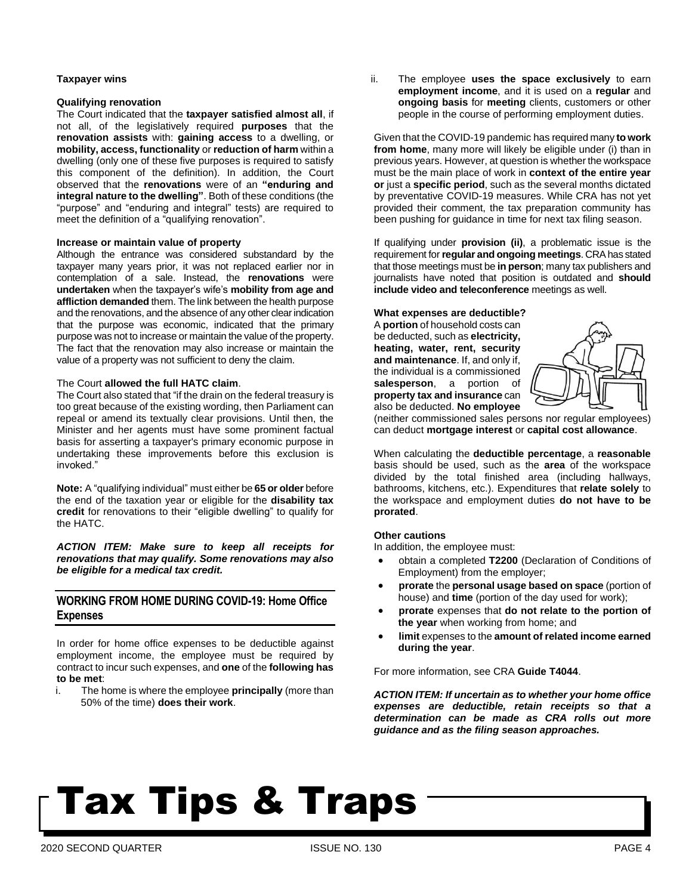**Taxpayer wins**

**Qualifying renovation**

The Court indicated that the **taxpayer satisfied almost all**, if not all, of the legislatively required **purposes** that the **renovation assists** with: **gaining access** to a dwelling, or **mobility, access, functionality** or **reduction of harm** within a dwelling (only one of these five purposes is required to satisfy this component of the definition). In addition, the Court observed that the **renovations** were of an **"enduring and integral nature to the dwelling"**. Both of these conditions (the "purpose" and "enduring and integral" tests) are required to meet the definition of a "qualifying renovation".

**Increase or maintain value of property**

Although the entrance was considered substandard by the taxpayer many years prior, it was not replaced earlier nor in contemplation of a sale. Instead, the **renovations** were **undertaken** when the taxpayer's wife's **mobility from age and affliction demanded** them. The link between the health purpose and the renovations, and the absence of any other clear indication that the purpose was economic, indicated that the primary purpose was not to increase or maintain the value of the property. The fact that the renovation may also increase or maintain the value of a property was not sufficient to deny the claim.

The Court **allowed the full HATC claim**.

The Court also stated that "if the drain on the federal treasury is too great because of the existing wording, then Parliament can repeal or amend its textually clear provisions. Until then, the Minister and her agents must have some prominent factual basis for asserting a taxpayer's primary economic purpose in undertaking these improvements before this exclusion is invoked."

**Note:** A "qualifying individual" must either be **65 or older** before the end of the taxation year or eligible for the **disability tax credit** for renovations to their "eligible dwelling" to qualify for the HATC.

***ACTION ITEM: Make sure to keep all receipts for renovations that may qualify. Some renovations may also be eligible for a medical tax credit.***

## WORKING FROM HOME DURING COVID-19: Home Office Expenses

In order for home office expenses to be deductible against employment income, the employee must be required by contract to incur such expenses, and **one** of the **following has to be met**:

i. The home is where the employee **principally** (more than 50% of the time) **does their work**.

ii. The employee **uses the space exclusively** to earn **employment income**, and it is used on a **regular** and **ongoing basis** for **meeting** clients, customers or other people in the course of performing employment duties.

Given that the COVID-19 pandemic has required many **to work from home**, many more will likely be eligible under (i) than in previous years. However, at question is whether the workspace must be the main place of work in **context of the entire year or** just a **specific period**, such as the several months dictated by preventative COVID-19 measures. While CRA has not yet provided their comment, the tax preparation community has been pushing for guidance in time for next tax filing season.

If qualifying under **provision (ii)**, a problematic issue is the requirement for **regular and ongoing meetings**. CRA has stated that those meetings must be **in person**; many tax publishers and journalists have noted that position is outdated and **should include video and teleconference** meetings as well.

**What expenses are deductible?**

A **portion** of household costs can be deducted, such as **electricity, heating, water, rent, security and maintenance**. If, and only if, the individual is a commissioned **salesperson**, a portion of **property tax and insurance** can also be deducted. **No employee** (neither commissioned sales persons nor regular employees) can deduct **mortgage interest** or **capital cost allowance**.

When calculating the **deductible percentage**, a **reasonable** basis should be used, such as the **area** of the workspace divided by the total finished area (including hallways, bathrooms, kitchens, etc.). Expenditures that **relate solely** to the workspace and employment duties **do not have to be prorated**.

**Other cautions**

In addition, the employee must:

- obtain a completed **T2200** (Declaration of Conditions of Employment) from the employer;
- **prorate** the **personal usage based on space** (portion of house) and **time** (portion of the day used for work);
- **prorate** expenses that **do not relate to the portion of the year** when working from home; and
- **limit** expenses to the **amount of related income earned during the year**.

For more information, see CRA **Guide T4044**.

***ACTION ITEM: If uncertain as to whether your home office expenses are deductible, retain receipts so that a determination can be made as CRA rolls out more guidance and as the filing season approaches.***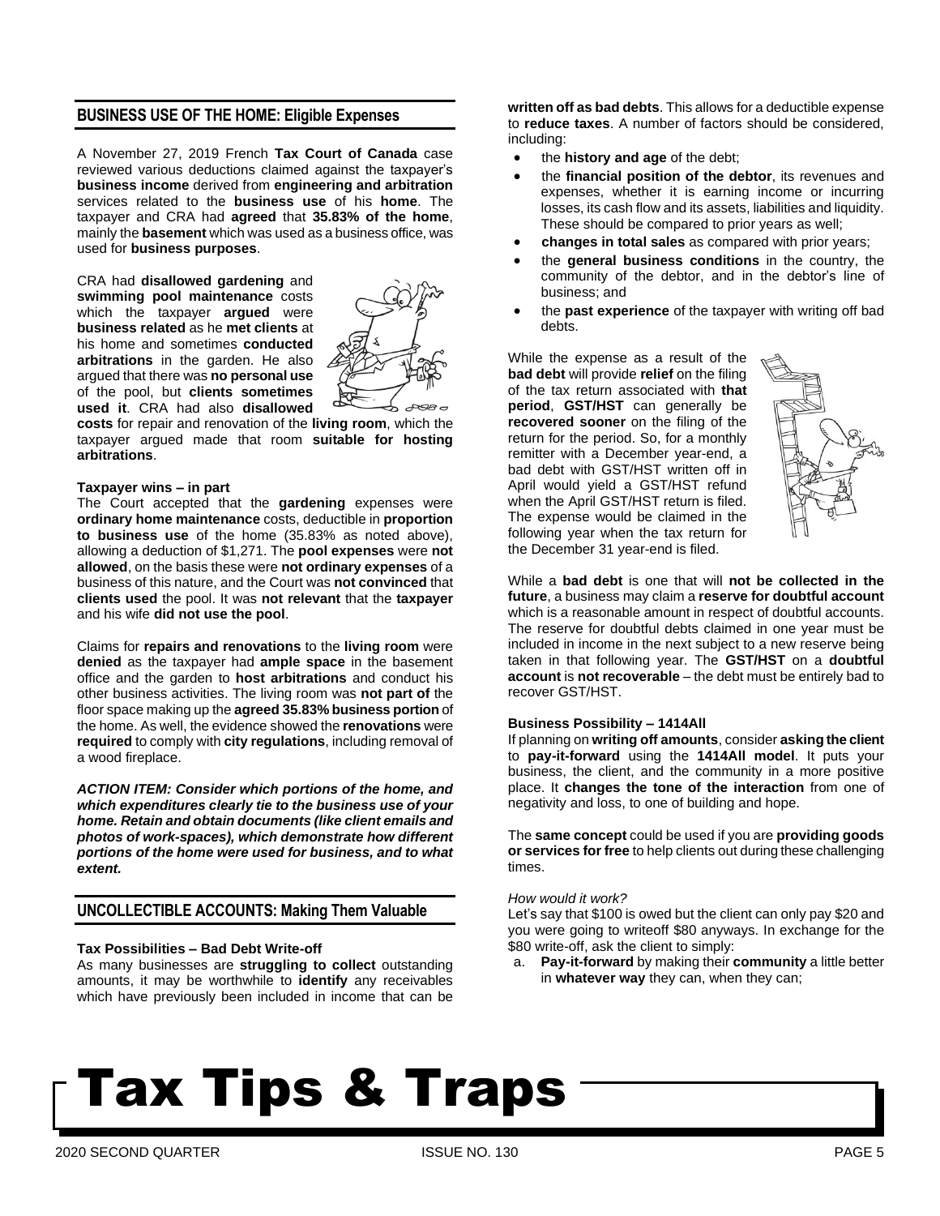## BUSINESS USE OF THE HOME: Eligible Expenses

A November 27, 2019 French **Tax Court of Canada** case reviewed various deductions claimed against the taxpayer's **business income** derived from **engineering and arbitration** services related to the **business use** of his **home**. The taxpayer and CRA had **agreed** that **35.83% of the home**, mainly the **basement** which was used as a business office, was used for **business purposes**.

CRA had **disallowed gardening** and **swimming pool maintenance** costs which the taxpayer **argued** were **business related** as he **met clients** at his home and sometimes **conducted arbitrations** in the garden. He also argued that there was **no personal use** of the pool, but **clients sometimes used it**. CRA had also **disallowed costs** for repair and renovation of the **living room**, which the taxpayer argued made that room **suitable for hosting arbitrations**.

**Taxpayer wins – in part**

The Court accepted that the **gardening** expenses were **ordinary home maintenance** costs, deductible in **proportion to business use** of the home (35.83% as noted above), allowing a deduction of $1,271. The **pool expenses** were **not allowed**, on the basis these were **not ordinary expenses** of a business of this nature, and the Court was **not convinced** that **clients used** the pool. It was **not relevant** that the **taxpayer** and his wife **did not use the pool**.

Claims for **repairs and renovations** to the **living room** were **denied** as the taxpayer had **ample space** in the basement office and the garden to **host arbitrations** and conduct his other business activities. The living room was **not part of** the floor space making up the **agreed 35.83% business portion** of the home. As well, the evidence showed the **renovations** were **required** to comply with **city regulations**, including removal of a wood fireplace.

***ACTION ITEM: Consider which portions of the home, and which expenditures clearly tie to the business use of your home. Retain and obtain documents (like client emails and photos of work-spaces), which demonstrate how different portions of the home were used for business, and to what extent.***

## UNCOLLECTIBLE ACCOUNTS: Making Them Valuable

**Tax Possibilities – Bad Debt Write-off**

As many businesses are **struggling to collect** outstanding amounts, it may be worthwhile to **identify** any receivables which have previously been included in income that can be **written off as bad debts**. This allows for a deductible expense to **reduce taxes**. A number of factors should be considered, including:

- the **history and age** of the debt;
- the **financial position of the debtor**, its revenues and expenses, whether it is earning income or incurring losses, its cash flow and its assets, liabilities and liquidity. These should be compared to prior years as well;
- **changes in total sales** as compared with prior years;
- the **general business conditions** in the country, the community of the debtor, and in the debtor's line of business; and
- the **past experience** of the taxpayer with writing off bad debts.

While the expense as a result of the **bad debt** will provide **relief** on the filing of the tax return associated with **that period**, **GST/HST** can generally be **recovered sooner** on the filing of the return for the period. So, for a monthly remitter with a December year-end, a bad debt with GST/HST written off in April would yield a GST/HST refund when the April GST/HST return is filed. The expense would be claimed in the following year when the tax return for the December 31 year-end is filed.

While a **bad debt** is one that will **not be collected in the future**, a business may claim a **reserve for doubtful account** which is a reasonable amount in respect of doubtful accounts. The reserve for doubtful debts claimed in one year must be included in income in the next subject to a new reserve being taken in that following year. The **GST/HST** on a **doubtful account** is **not recoverable** – the debt must be entirely bad to recover GST/HST.

**Business Possibility – 1414All**

If planning on **writing off amounts**, consider **asking the client** to **pay-it-forward** using the **1414All model**. It puts your business, the client, and the community in a more positive place. It **changes the tone of the interaction** from one of negativity and loss, to one of building and hope.

The **same concept** could be used if you are **providing goods or services for free** to help clients out during these challenging times.

*How would it work?*

Let's say that $100 is owed but the client can only pay $20 and you were going to writeoff $80 anyways. In exchange for the $80 write-off, ask the client to simply:

a. **Pay-it-forward** by making their **community** a little better in **whatever way** they can, when they can;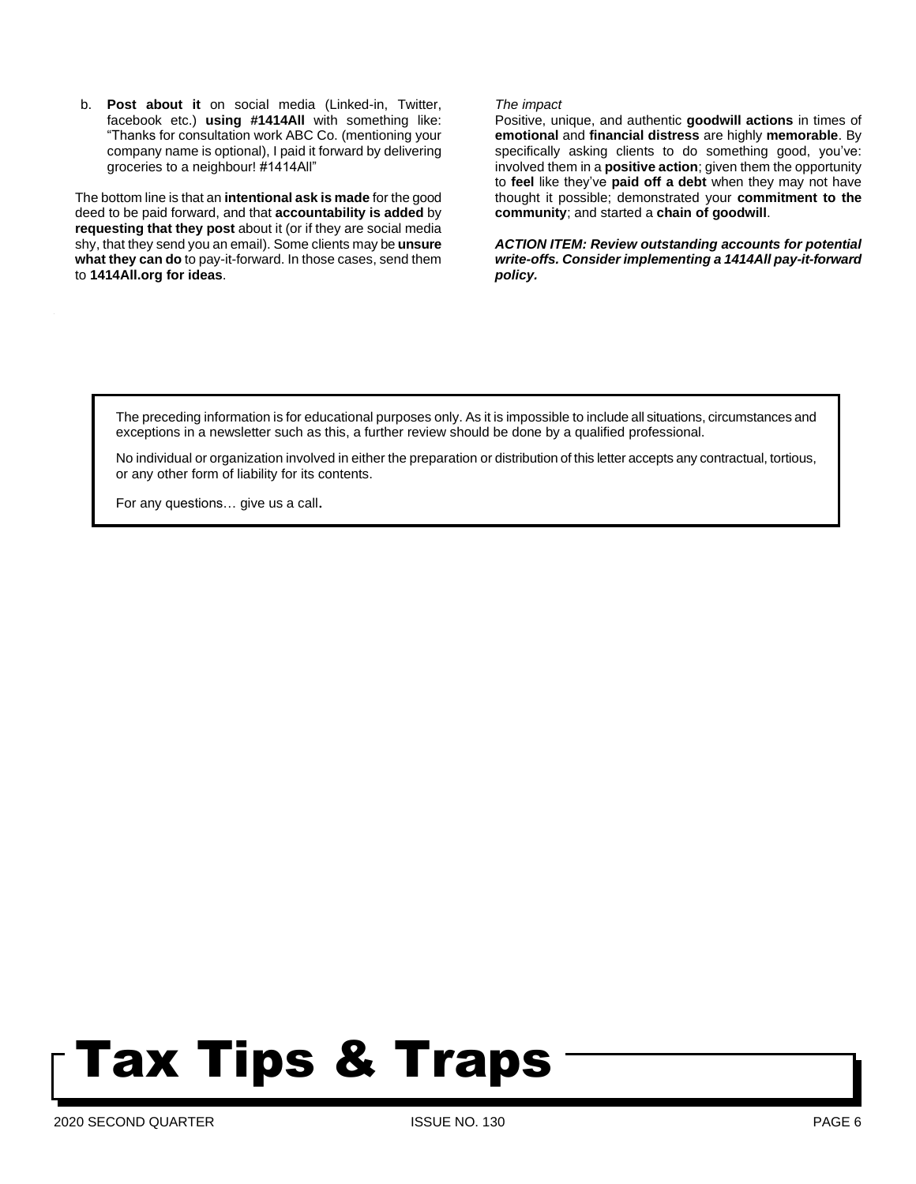b. **Post about it** on social media (Linked-in, Twitter, facebook etc.) **using #1414All** with something like: "Thanks for consultation work ABC Co. (mentioning your company name is optional), I paid it forward by delivering groceries to a neighbour! #1414All"

The bottom line is that an **intentional ask is made** for the good deed to be paid forward, and that **accountability is added** by **requesting that they post** about it (or if they are social media shy, that they send you an email). Some clients may be **unsure what they can do** to pay-it-forward. In those cases, send them to **1414All.org for ideas**.

*The impact*

Positive, unique, and authentic **goodwill actions** in times of **emotional** and **financial distress** are highly **memorable**. By specifically asking clients to do something good, you've: involved them in a **positive action**; given them the opportunity to **feel** like they've **paid off a debt** when they may not have thought it possible; demonstrated your **commitment to the community**; and started a **chain of goodwill**.

***ACTION ITEM: Review outstanding accounts for potential write-offs. Consider implementing a 1414All pay-it-forward policy.***

The preceding information is for educational purposes only. As it is impossible to include all situations, circumstances and exceptions in a newsletter such as this, a further review should be done by a qualified professional.

No individual or organization involved in either the preparation or distribution of this letter accepts any contractual, tortious, or any other form of liability for its contents.

For any questions… give us a call.